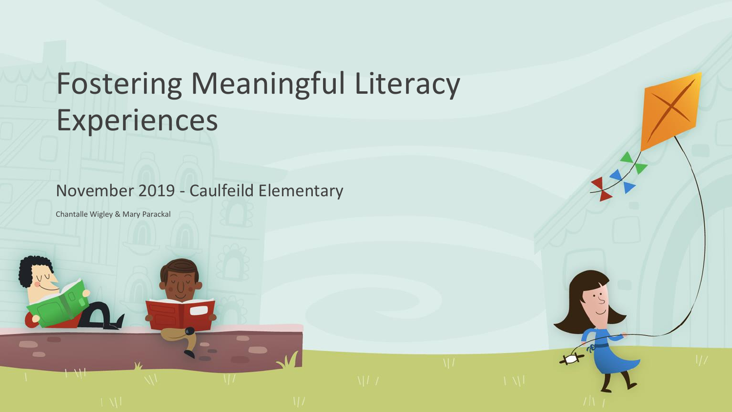# Fostering Meaningful Literacy Experiences

## November 2019 - Caulfeild Elementary

Chantalle Wigley & Mary Parackal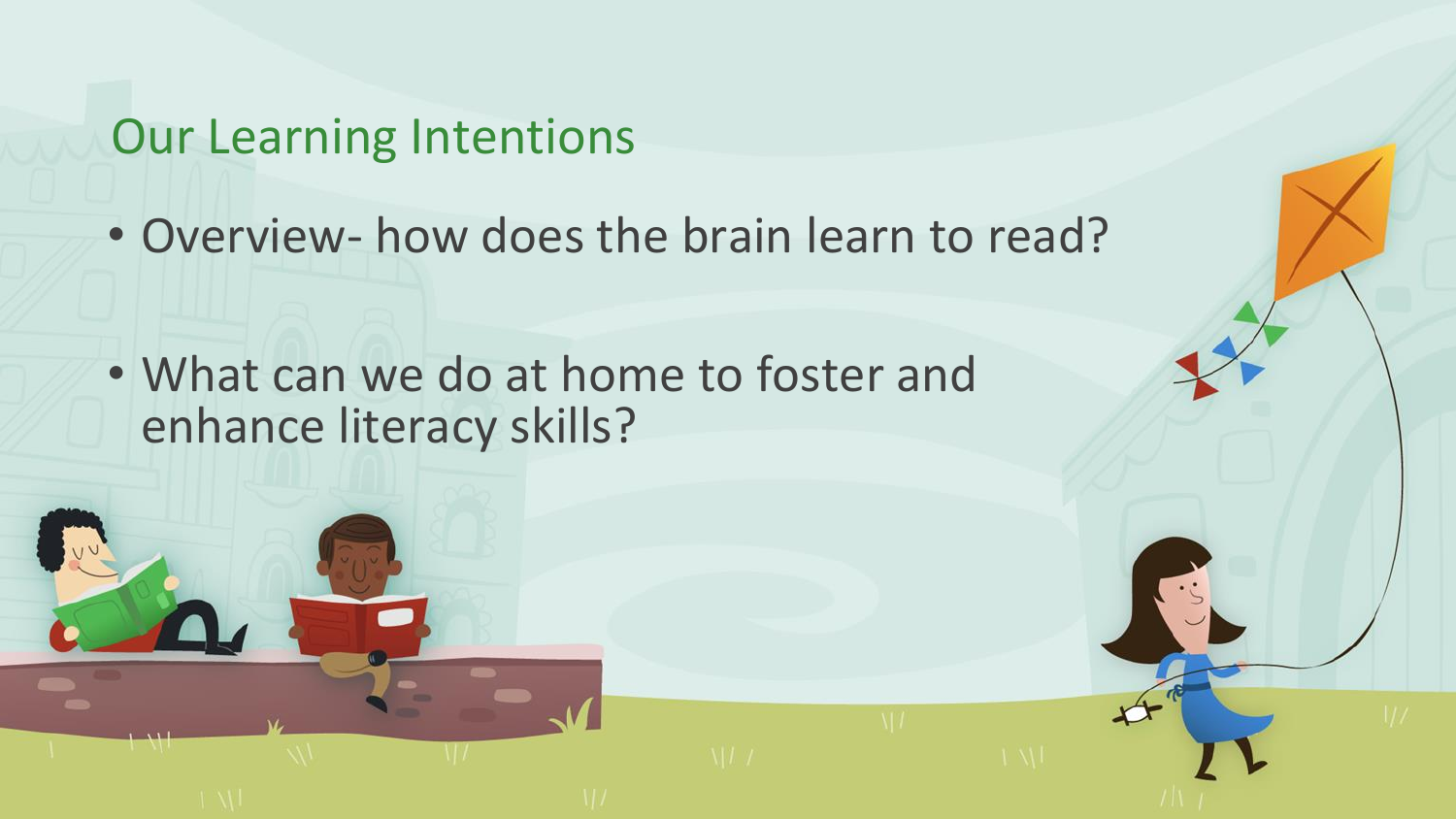# Our Learning Intentions

- Overview- how does the brain learn to read?
- What can we do at home to foster and enhance literacy skills?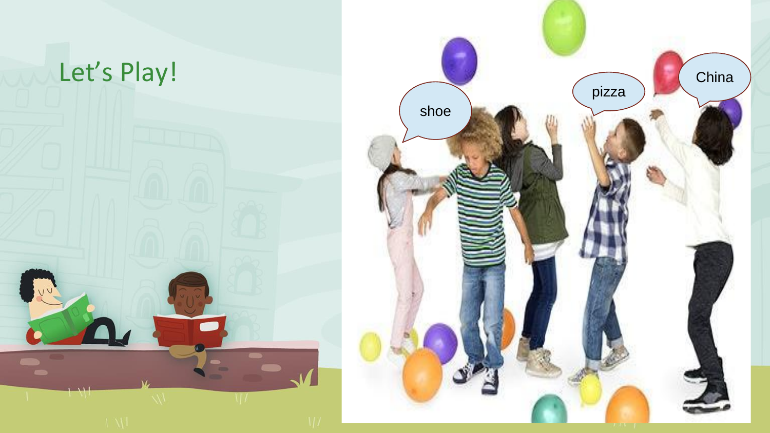# Let's Play!

shoe

pizza

China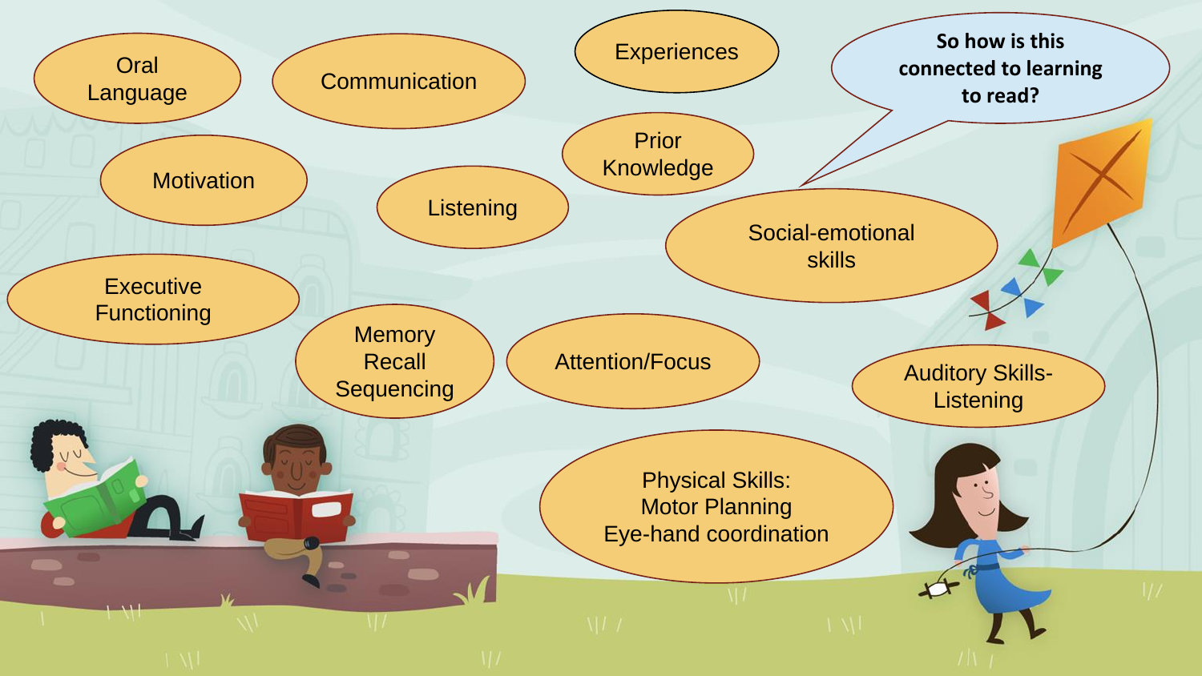So how is this connected to learning to read?

- Oral Language
- Communication
- Experiences
- Motivation
- Listening
- Prior Knowledge
- Social-emotional skills
- Executive Functioning
- Memory Recall Sequencing
- Attention/Focus
- Auditory Skills- Listening
- Physical Skills: Motor Planning Eye-hand coordination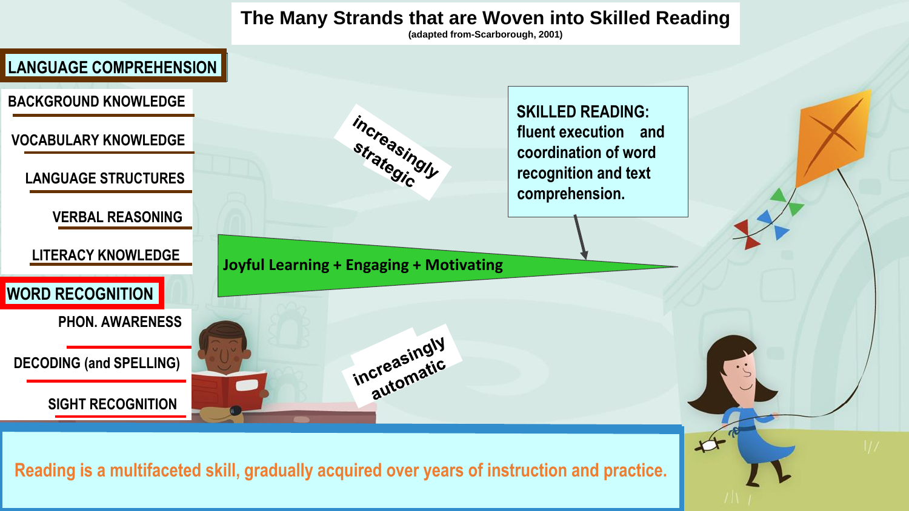# The Many Strands that are Woven into Skilled Reading

(adapted from-Scarborough, 2001)

## LANGUAGE COMPREHENSION

- BACKGROUND KNOWLEDGE
- VOCABULARY KNOWLEDGE
- LANGUAGE STRUCTURES
- VERBAL REASONING
- LITERACY KNOWLEDGE

## WORD RECOGNITION

- PHON. AWARENESS
- DECODING (and SPELLING)
- SIGHT RECOGNITION

increasingly strategic

increasingly automatic

Joyful Learning + Engaging + Motivating

**SKILLED READING:** fluent execution and coordination of word recognition and text comprehension.

Reading is a multifaceted skill, gradually acquired over years of instruction and practice.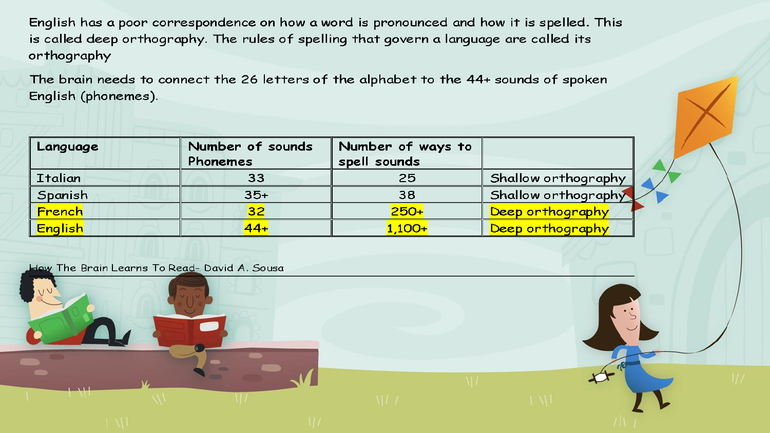English has a poor correspondence on how a word is pronounced and how it is spelled. This is called deep orthography. The rules of spelling that govern a language are called its orthography

The brain needs to connect the 26 letters of the alphabet to the 44+ sounds of spoken English (phonemes).

| Language | Number of sounds Phonemes | Number of ways to spell sounds | |
|---|---|---|---|
| Italian | 33 | 25 | Shallow orthography |
| Spanish | 35+ | 38 | Shallow orthography |
| French | 32 | 250+ | Deep orthography |
| English | 44+ | 1,100+ | Deep orthography |

How The Brain Learns To Read- David A. Sousa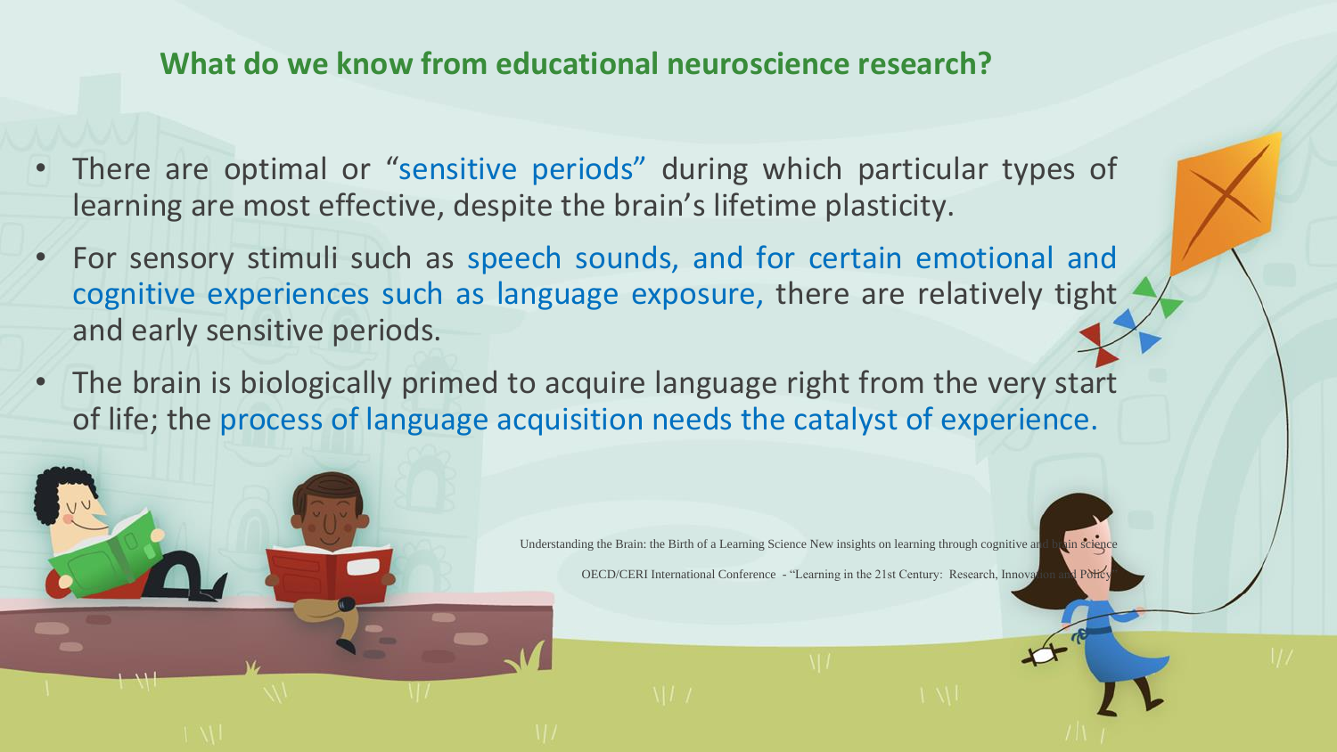## What do we know from educational neuroscience research?

- There are optimal or "sensitive periods" during which particular types of learning are most effective, despite the brain's lifetime plasticity.
- For sensory stimuli such as speech sounds, and for certain emotional and cognitive experiences such as language exposure, there are relatively tight and early sensitive periods.
- The brain is biologically primed to acquire language right from the very start of life; the process of language acquisition needs the catalyst of experience.

Understanding the Brain: the Birth of a Learning Science New insights on learning through cognitive and brain science

OECD/CERI International Conference - "Learning in the 21st Century: Research, Innovation and Policy"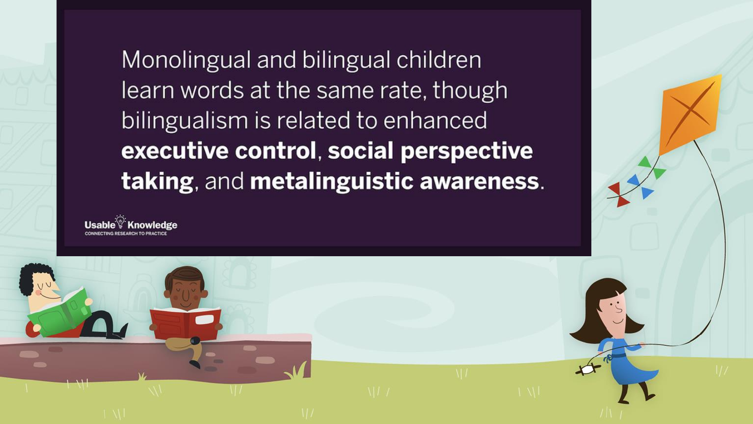Monolingual and bilingual children learn words at the same rate, though bilingualism is related to enhanced **executive control**, **social perspective taking**, and **metalinguistic awareness**.

Usable Knowledge
CONNECTING RESEARCH TO PRACTICE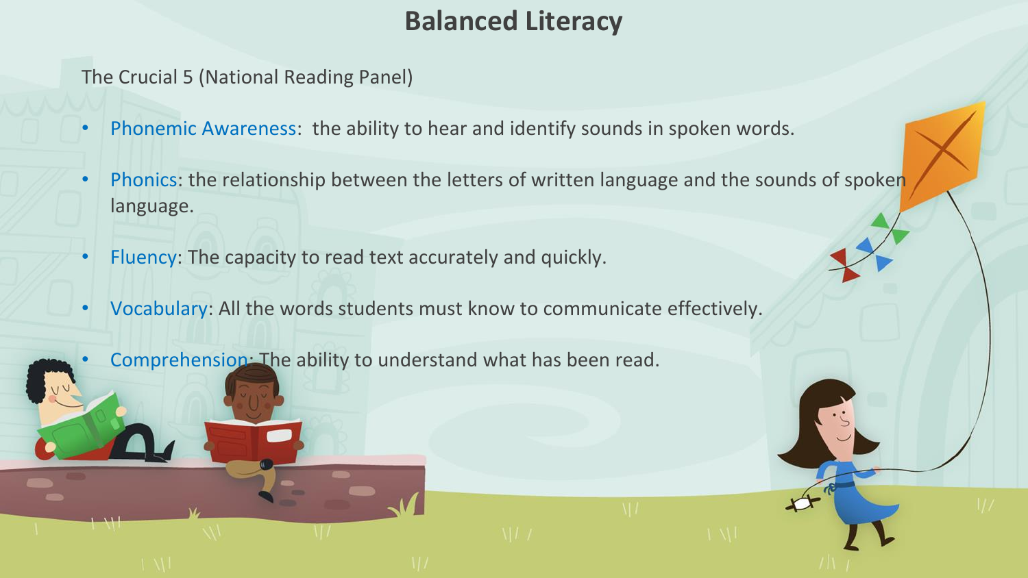# Balanced Literacy

The Crucial 5 (National Reading Panel)

- Phonemic Awareness:  the ability to hear and identify sounds in spoken words.
- Phonics: the relationship between the letters of written language and the sounds of spoken language.
- Fluency: The capacity to read text accurately and quickly.
- Vocabulary: All the words students must know to communicate effectively.
- Comprehension: The ability to understand what has been read.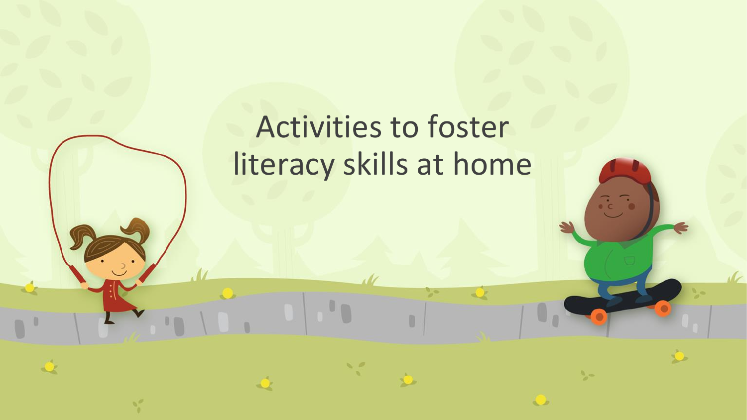# Activities to foster literacy skills at home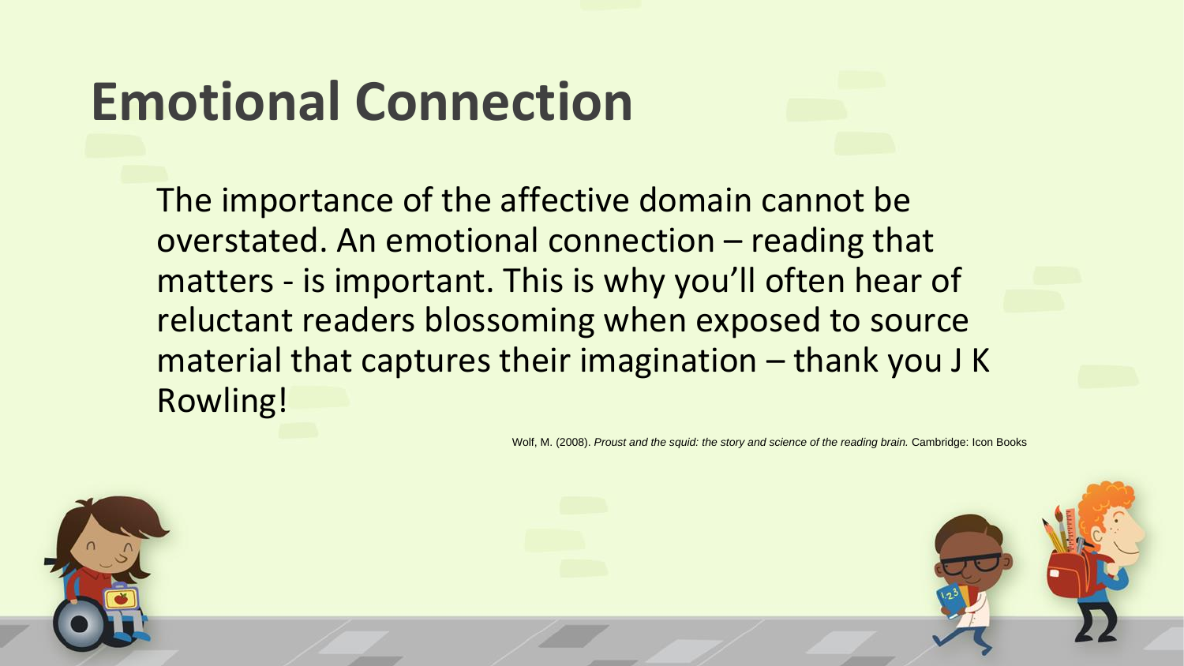# Emotional Connection

The importance of the affective domain cannot be overstated. An emotional connection – reading that matters - is important. This is why you'll often hear of reluctant readers blossoming when exposed to source material that captures their imagination – thank you J K Rowling!

Wolf, M. (2008). *Proust and the squid: the story and science of the reading brain.* Cambridge: Icon Books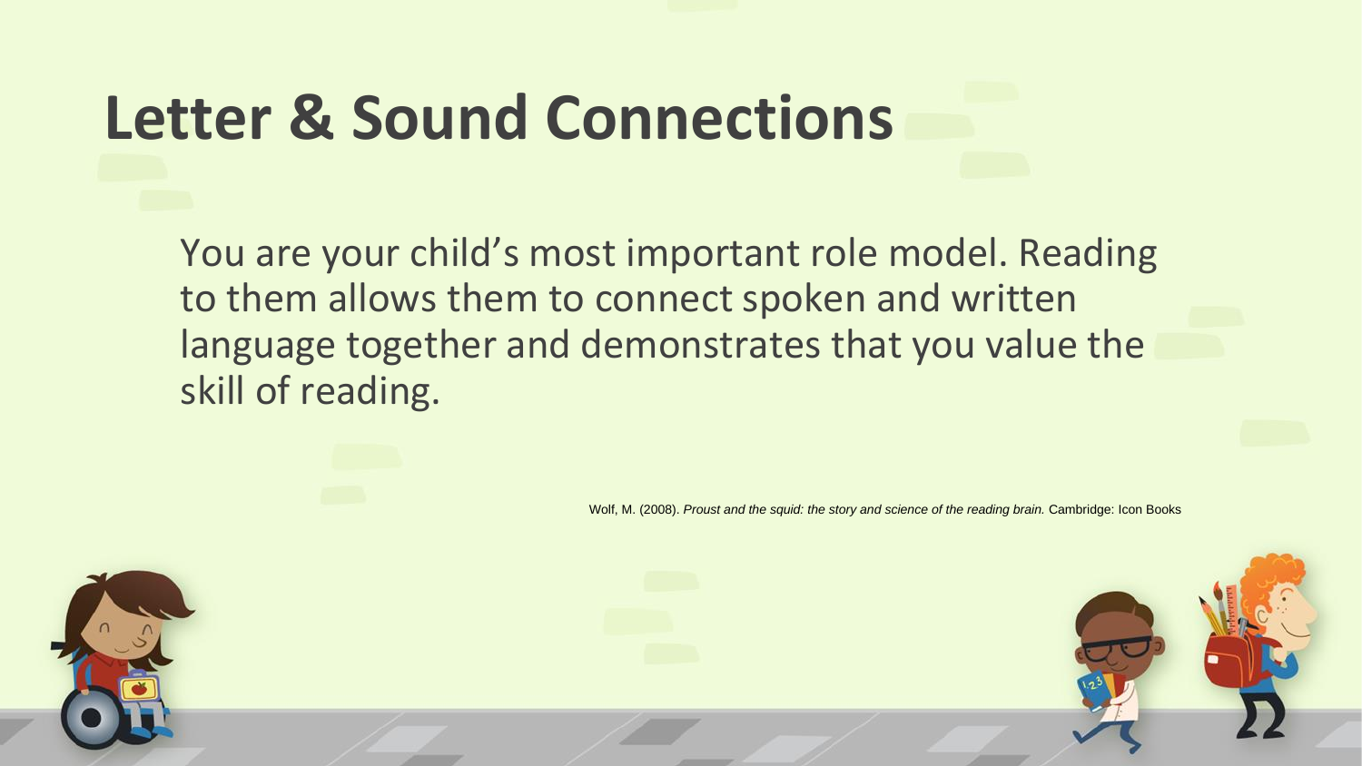# Letter & Sound Connections

You are your child's most important role model. Reading to them allows them to connect spoken and written language together and demonstrates that you value the skill of reading.

Wolf, M. (2008). *Proust and the squid: the story and science of the reading brain.* Cambridge: Icon Books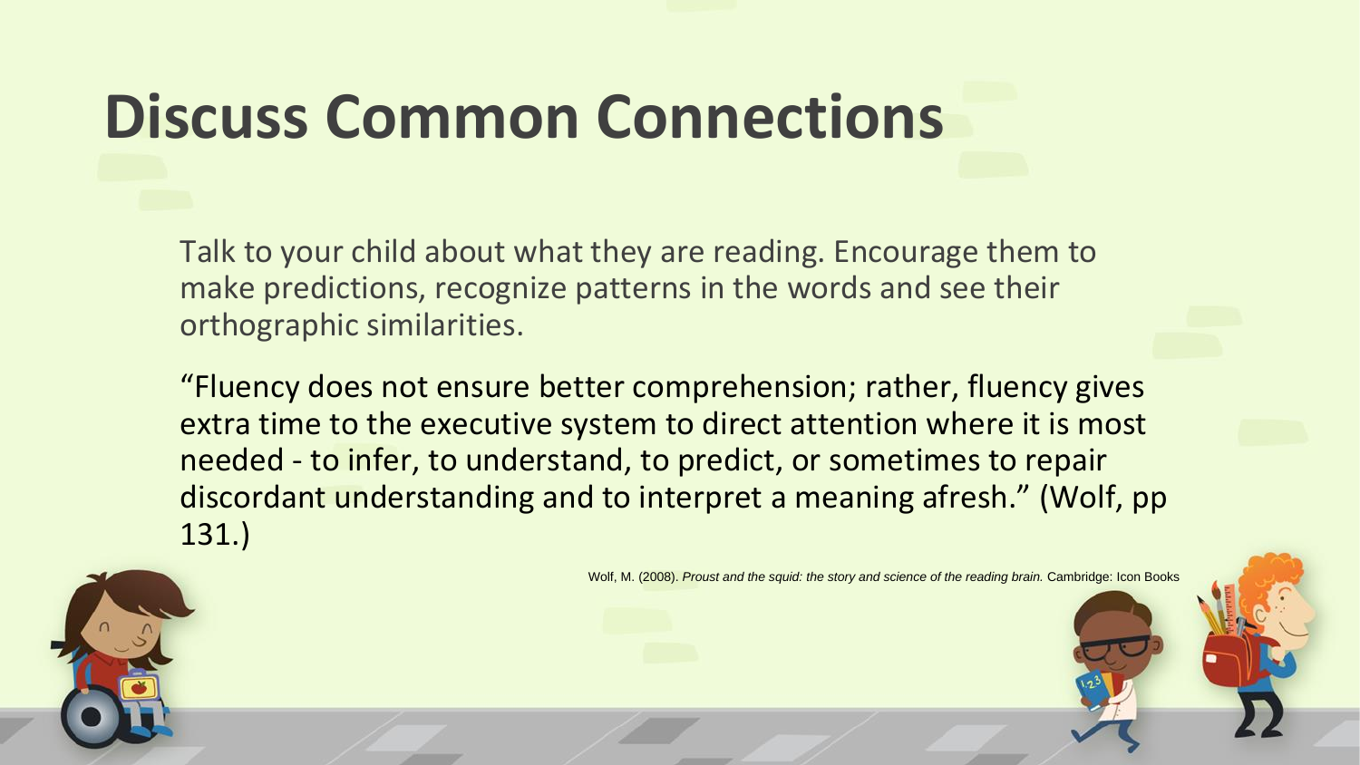# Discuss Common Connections

Talk to your child about what they are reading. Encourage them to make predictions, recognize patterns in the words and see their orthographic similarities.

“Fluency does not ensure better comprehension; rather, fluency gives extra time to the executive system to direct attention where it is most needed - to infer, to understand, to predict, or sometimes to repair discordant understanding and to interpret a meaning afresh.” (Wolf, pp 131.)

Wolf, M. (2008). *Proust and the squid: the story and science of the reading brain.* Cambridge: Icon Books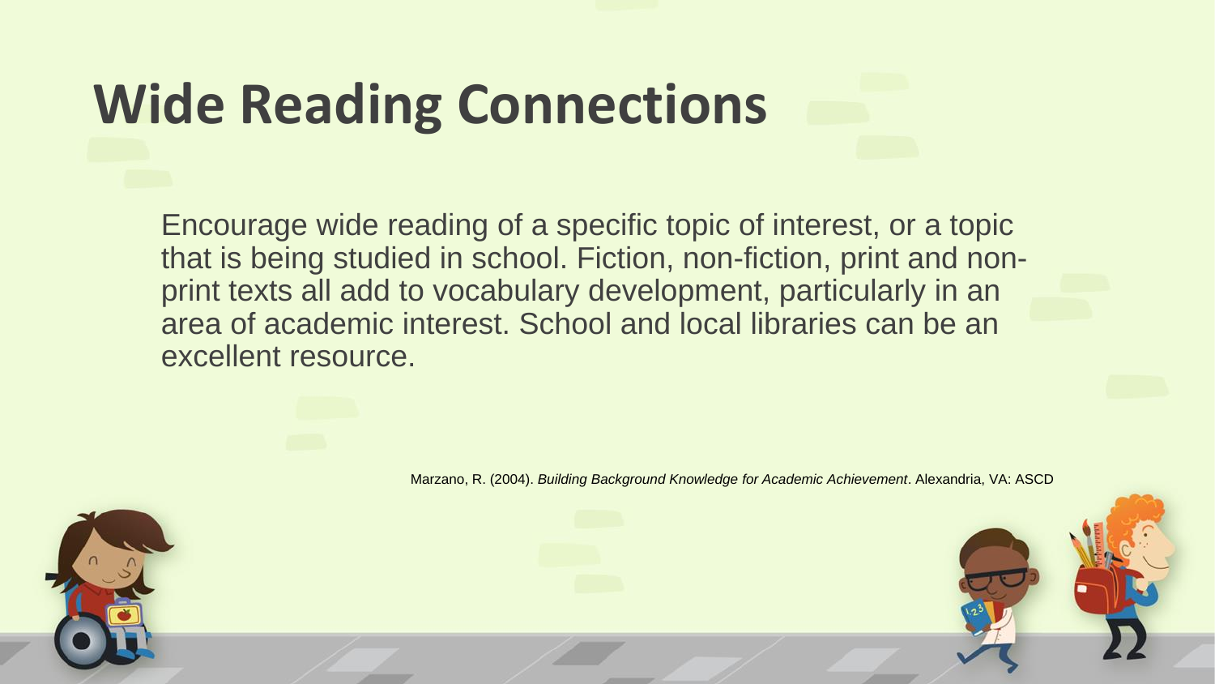# Wide Reading Connections

Encourage wide reading of a specific topic of interest, or a topic that is being studied in school. Fiction, non-fiction, print and non-print texts all add to vocabulary development, particularly in an area of academic interest. School and local libraries can be an excellent resource.

Marzano, R. (2004). *Building Background Knowledge for Academic Achievement*. Alexandria, VA: ASCD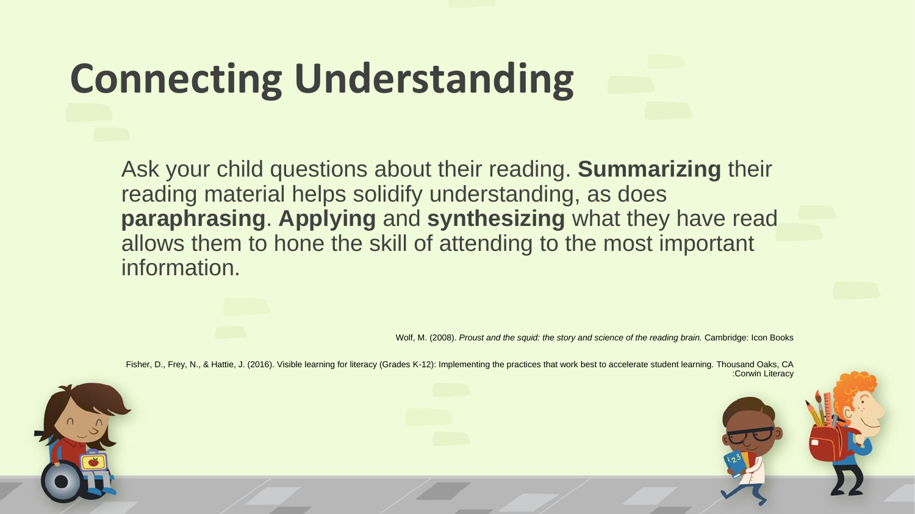# Connecting Understanding

Ask your child questions about their reading. **Summarizing** their reading material helps solidify understanding, as does **paraphrasing**. **Applying** and **synthesizing** what they have read allows them to hone the skill of attending to the most important information.

Wolf, M. (2008). *Proust and the squid: the story and science of the reading brain.* Cambridge: Icon Books

Fisher, D., Frey, N., & Hattie, J. (2016). Visible learning for literacy (Grades K-12): Implementing the practices that work best to accelerate student learning. Thousand Oaks, CA :Corwin Literacy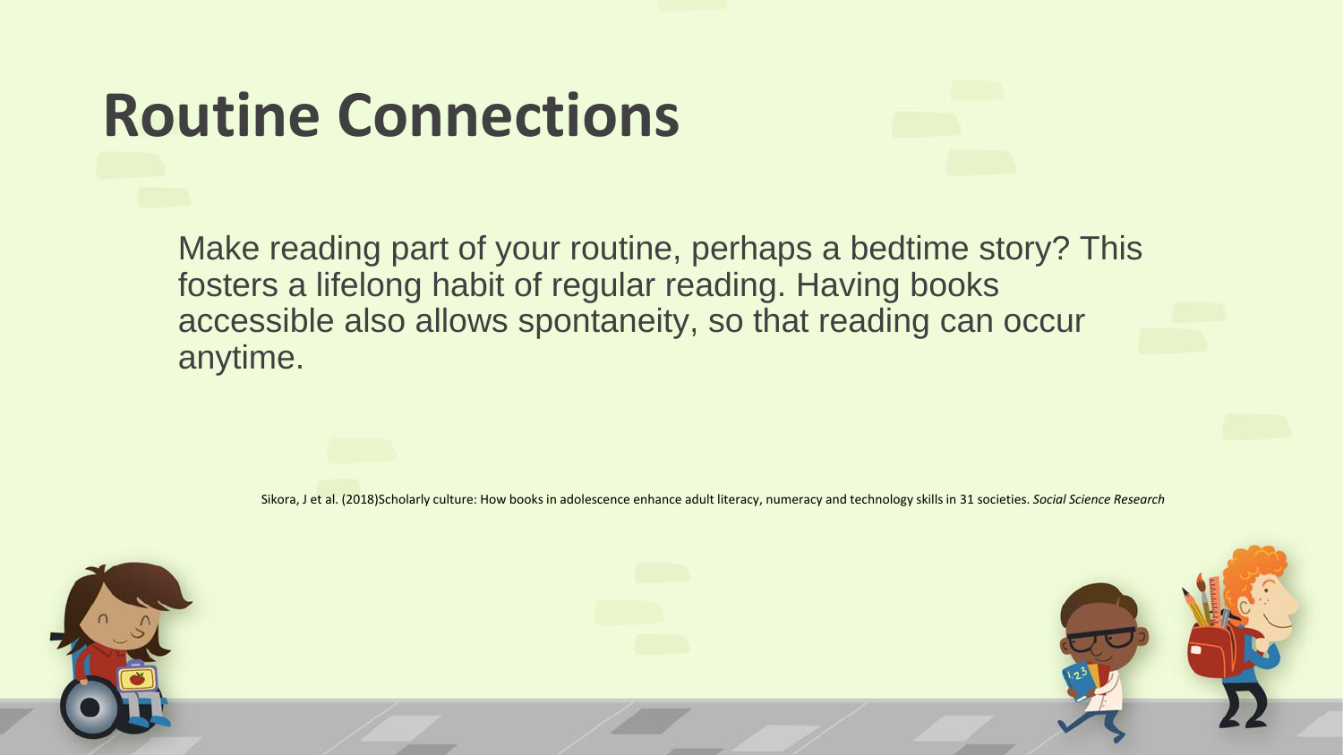# Routine Connections

Make reading part of your routine, perhaps a bedtime story? This fosters a lifelong habit of regular reading. Having books accessible also allows spontaneity, so that reading can occur anytime.

Sikora, J et al. (2018)Scholarly culture: How books in adolescence enhance adult literacy, numeracy and technology skills in 31 societies. *Social Science Research*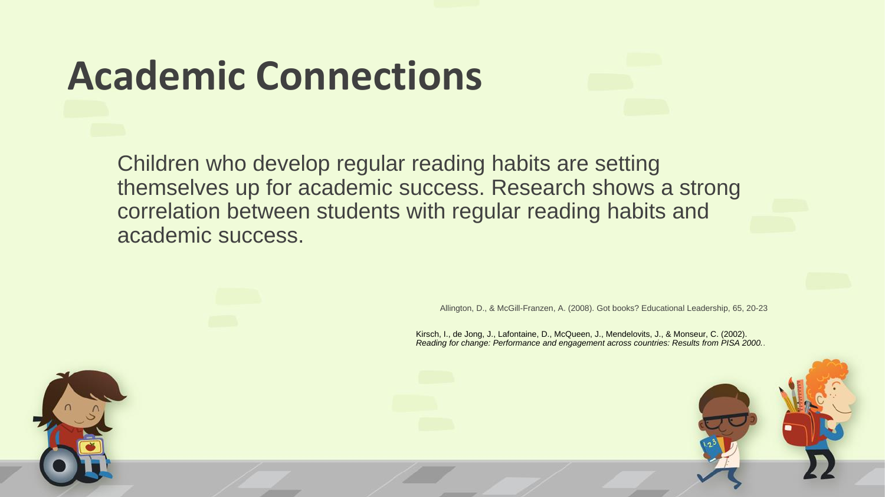# Academic Connections

Children who develop regular reading habits are setting themselves up for academic success. Research shows a strong correlation between students with regular reading habits and academic success.

Allington, D., & McGill-Franzen, A. (2008). Got books? Educational Leadership, 65, 20-23

Kirsch, I., de Jong, J., Lafontaine, D., McQueen, J., Mendelovits, J., & Monseur, C. (2002). *Reading for change: Performance and engagement across countries: Results from PISA 2000.*.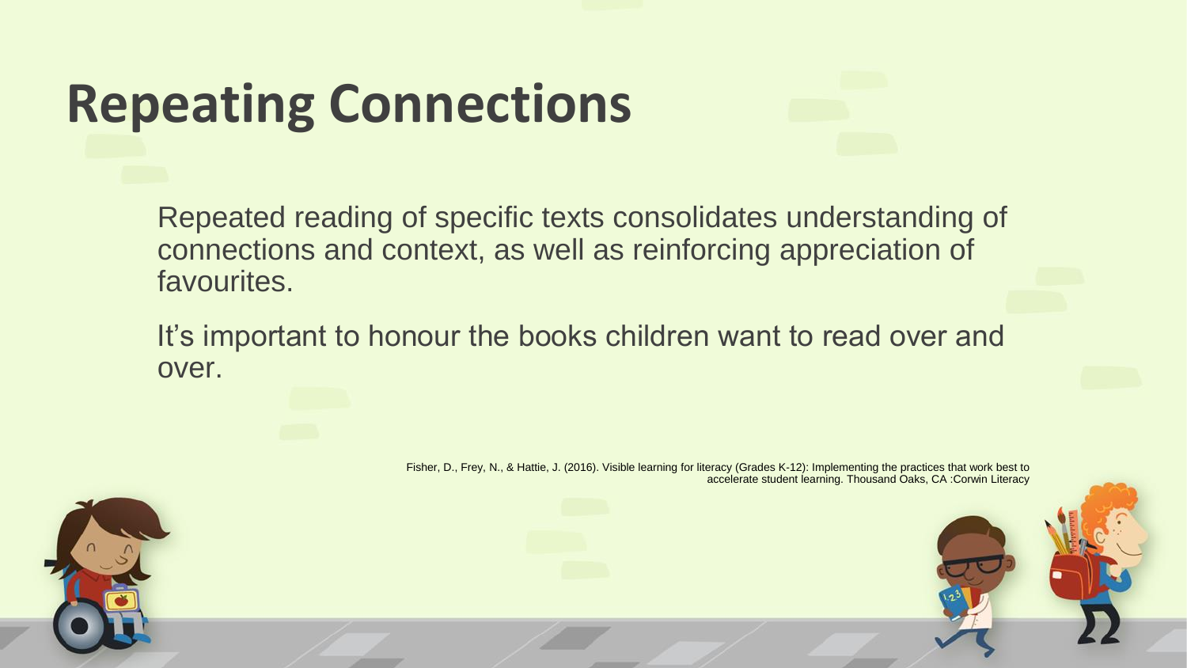# Repeating Connections

Repeated reading of specific texts consolidates understanding of connections and context, as well as reinforcing appreciation of favourites.

It's important to honour the books children want to read over and over.

Fisher, D., Frey, N., & Hattie, J. (2016). Visible learning for literacy (Grades K-12): Implementing the practices that work best to accelerate student learning. Thousand Oaks, CA :Corwin Literacy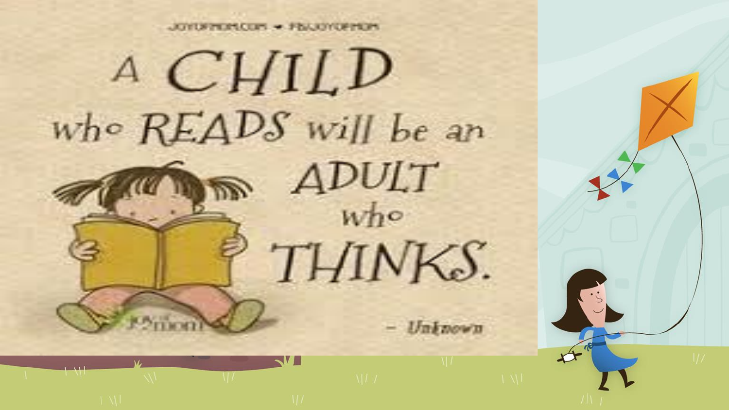JOYOFMOM.COM • FB/JOYOFMOM

A CHILD who READS will be an ADULT who THINKS.

– Unknown